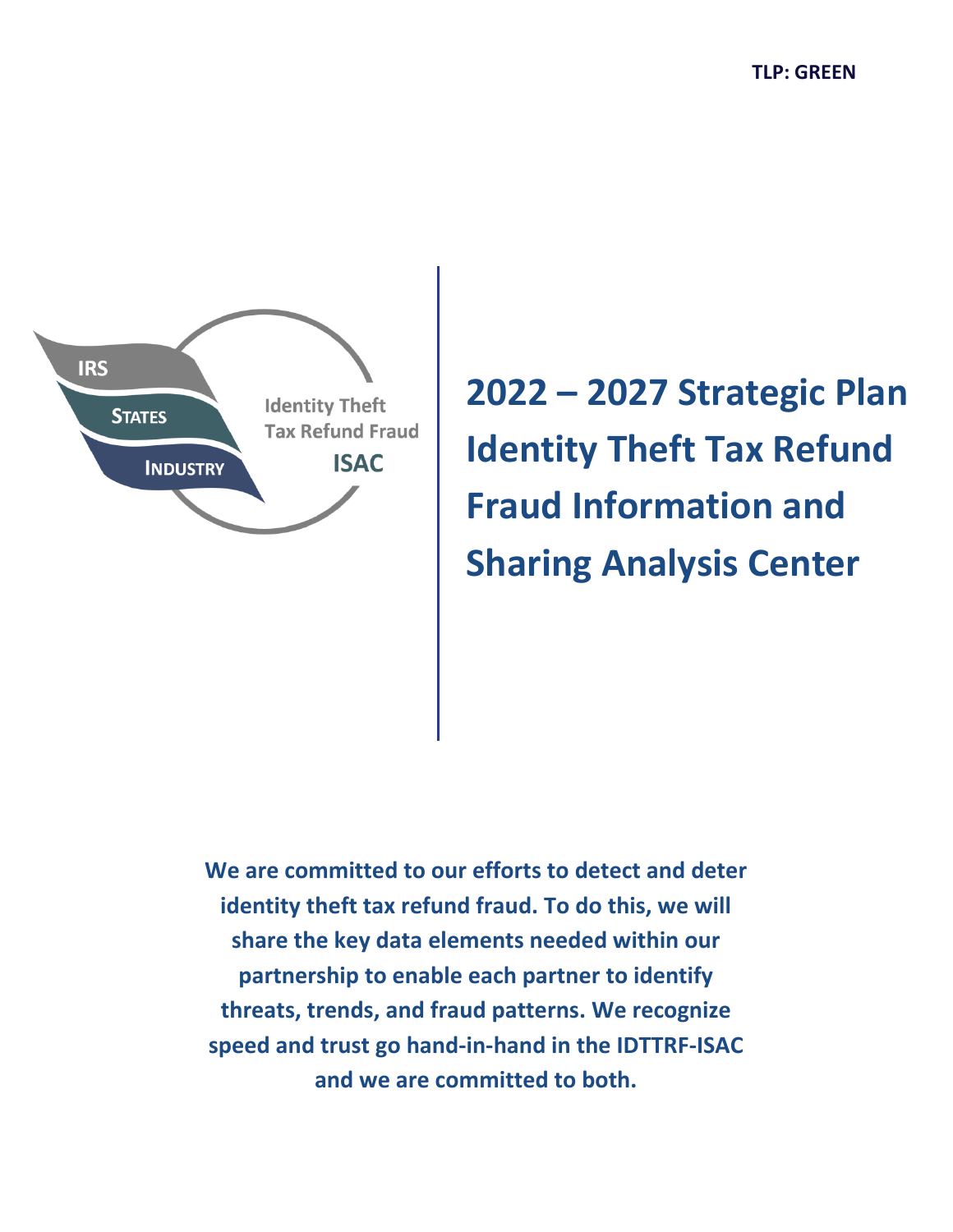TLP: GREEN

IRS

STATES

INDUSTRY

Identity Theft Tax Refund Fraud ISAC

# 2022 – 2027 Strategic Plan Identity Theft Tax Refund Fraud Information and Sharing Analysis Center

**We are committed to our efforts to detect and deter identity theft tax refund fraud. To do this, we will share the key data elements needed within our partnership to enable each partner to identify threats, trends, and fraud patterns. We recognize speed and trust go hand-in-hand in the IDTTRF-ISAC and we are committed to both.**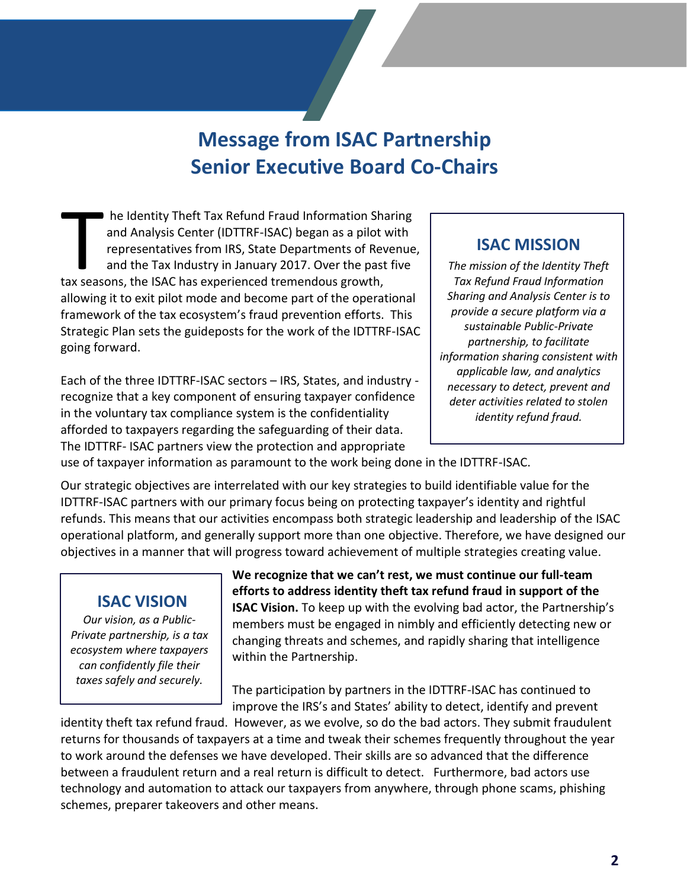# Message from ISAC Partnership Senior Executive Board Co-Chairs

The Identity Theft Tax Refund Fraud Information Sharing and Analysis Center (IDTTRF-ISAC) began as a pilot with representatives from IRS, State Departments of Revenue, and the Tax Industry in January 2017. Over the past five tax seasons, the ISAC has experienced tremendous growth, allowing it to exit pilot mode and become part of the operational framework of the tax ecosystem's fraud prevention efforts. This Strategic Plan sets the guideposts for the work of the IDTTRF-ISAC going forward.

> ## ISAC MISSION
>
> *The mission of the Identity Theft Tax Refund Fraud Information Sharing and Analysis Center is to provide a secure platform via a sustainable Public-Private partnership, to facilitate information sharing consistent with applicable law, and analytics necessary to detect, prevent and deter activities related to stolen identity refund fraud.*

Each of the three IDTTRF-ISAC sectors – IRS, States, and industry - recognize that a key component of ensuring taxpayer confidence in the voluntary tax compliance system is the confidentiality afforded to taxpayers regarding the safeguarding of their data. The IDTTRF- ISAC partners view the protection and appropriate use of taxpayer information as paramount to the work being done in the IDTTRF-ISAC.

Our strategic objectives are interrelated with our key strategies to build identifiable value for the IDTTRF-ISAC partners with our primary focus being on protecting taxpayer's identity and rightful refunds. This means that our activities encompass both strategic leadership and leadership of the ISAC operational platform, and generally support more than one objective. Therefore, we have designed our objectives in a manner that will progress toward achievement of multiple strategies creating value.

> ## ISAC VISION
>
> *Our vision, as a Public-Private partnership, is a tax ecosystem where taxpayers can confidently file their taxes safely and securely.*

**We recognize that we can't rest, we must continue our full-team efforts to address identity theft tax refund fraud in support of the ISAC Vision.** To keep up with the evolving bad actor, the Partnership's members must be engaged in nimbly and efficiently detecting new or changing threats and schemes, and rapidly sharing that intelligence within the Partnership.

The participation by partners in the IDTTRF-ISAC has continued to improve the IRS's and States' ability to detect, identify and prevent identity theft tax refund fraud. However, as we evolve, so do the bad actors. They submit fraudulent returns for thousands of taxpayers at a time and tweak their schemes frequently throughout the year to work around the defenses we have developed. Their skills are so advanced that the difference between a fraudulent return and a real return is difficult to detect. Furthermore, bad actors use technology and automation to attack our taxpayers from anywhere, through phone scams, phishing schemes, preparer takeovers and other means.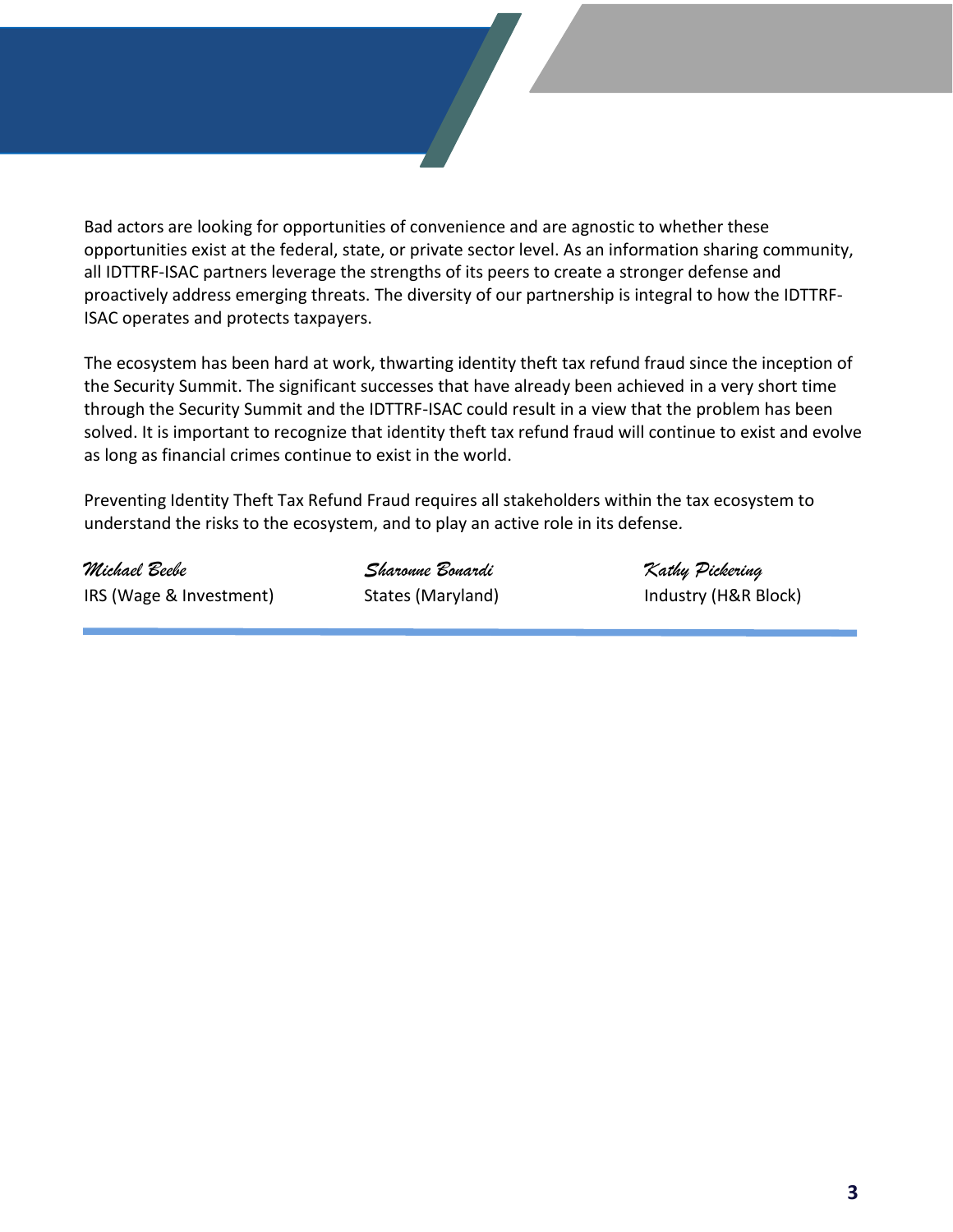Bad actors are looking for opportunities of convenience and are agnostic to whether these opportunities exist at the federal, state, or private sector level. As an information sharing community, all IDTTRF-ISAC partners leverage the strengths of its peers to create a stronger defense and proactively address emerging threats. The diversity of our partnership is integral to how the IDTTRF-ISAC operates and protects taxpayers.

The ecosystem has been hard at work, thwarting identity theft tax refund fraud since the inception of the Security Summit. The significant successes that have already been achieved in a very short time through the Security Summit and the IDTTRF-ISAC could result in a view that the problem has been solved. It is important to recognize that identity theft tax refund fraud will continue to exist and evolve as long as financial crimes continue to exist in the world.

Preventing Identity Theft Tax Refund Fraud requires all stakeholders within the tax ecosystem to understand the risks to the ecosystem, and to play an active role in its defense.

| *Michael Beebe* | *Sharonne Bonardi* | *Kathy Pickering* |
| --- | --- | --- |
| IRS (Wage & Investment) | States (Maryland) | Industry (H&R Block) |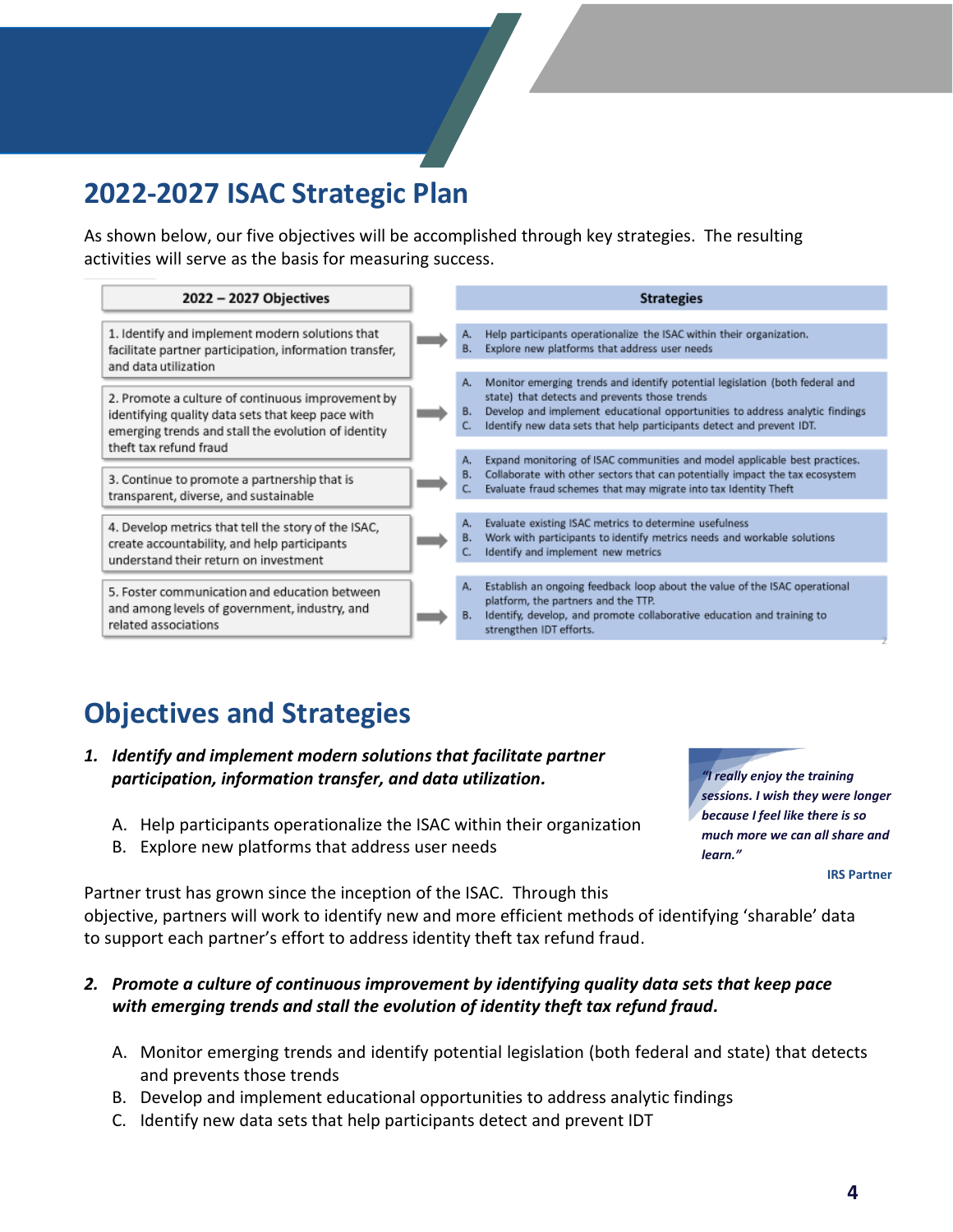# 2022-2027 ISAC Strategic Plan

As shown below, our five objectives will be accomplished through key strategies. The resulting activities will serve as the basis for measuring success.

| 2022 – 2027 Objectives | Strategies |
| --- | --- |
| 1. Identify and implement modern solutions that facilitate partner participation, information transfer, and data utilization | A. Help participants operationalize the ISAC within their organization.<br>B. Explore new platforms that address user needs |
| 2. Promote a culture of continuous improvement by identifying quality data sets that keep pace with emerging trends and stall the evolution of identity theft tax refund fraud | A. Monitor emerging trends and identify potential legislation (both federal and state) that detects and prevents those trends<br>B. Develop and implement educational opportunities to address analytic findings<br>C. Identify new data sets that help participants detect and prevent IDT. |
| 3. Continue to promote a partnership that is transparent, diverse, and sustainable | A. Expand monitoring of ISAC communities and model applicable best practices.<br>B. Collaborate with other sectors that can potentially impact the tax ecosystem<br>C. Evaluate fraud schemes that may migrate into tax Identity Theft |
| 4. Develop metrics that tell the story of the ISAC, create accountability, and help participants understand their return on investment | A. Evaluate existing ISAC metrics to determine usefulness<br>B. Work with participants to identify metrics needs and workable solutions<br>C. Identify and implement new metrics |
| 5. Foster communication and education between and among levels of government, industry, and related associations | A. Establish an ongoing feedback loop about the value of the ISAC operational platform, the partners and the TTP.<br>B. Identify, develop, and promote collaborative education and training to strengthen IDT efforts. |

# Objectives and Strategies

1. ***Identify and implement modern solutions that facilitate partner participation, information transfer, and data utilization.***

   A. Help participants operationalize the ISAC within their organization
   B. Explore new platforms that address user needs

> ***"I really enjoy the training sessions. I wish they were longer because I feel like there is so much more we can all share and learn."***
>
> **IRS Partner**

Partner trust has grown since the inception of the ISAC. Through this objective, partners will work to identify new and more efficient methods of identifying 'sharable' data to support each partner's effort to address identity theft tax refund fraud.

2. ***Promote a culture of continuous improvement by identifying quality data sets that keep pace with emerging trends and stall the evolution of identity theft tax refund fraud.***

   A. Monitor emerging trends and identify potential legislation (both federal and state) that detects and prevents those trends
   B. Develop and implement educational opportunities to address analytic findings
   C. Identify new data sets that help participants detect and prevent IDT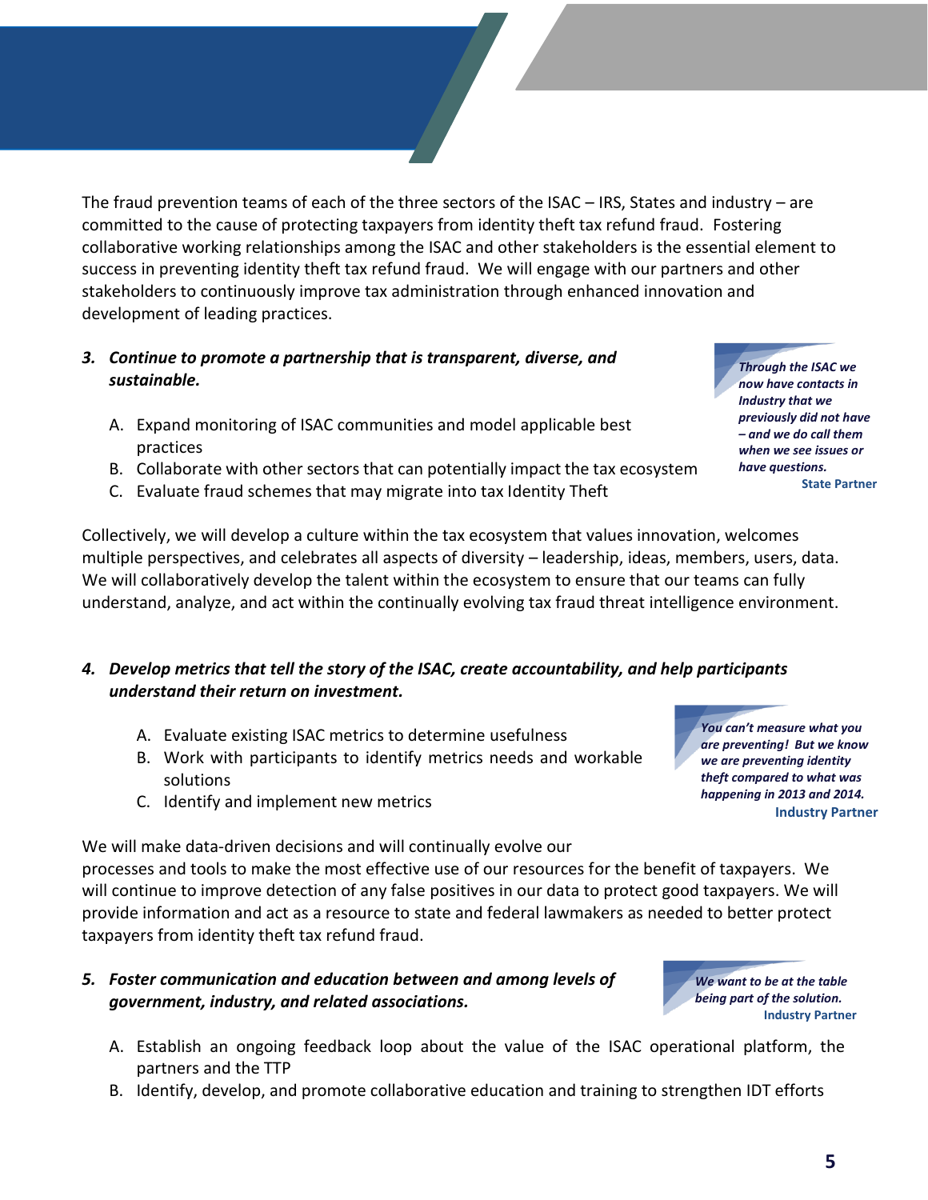The fraud prevention teams of each of the three sectors of the ISAC – IRS, States and industry – are committed to the cause of protecting taxpayers from identity theft tax refund fraud. Fostering collaborative working relationships among the ISAC and other stakeholders is the essential element to success in preventing identity theft tax refund fraud. We will engage with our partners and other stakeholders to continuously improve tax administration through enhanced innovation and development of leading practices.

**3. *Continue to promote a partnership that is transparent, diverse, and sustainable.***

A. Expand monitoring of ISAC communities and model applicable best practices
B. Collaborate with other sectors that can potentially impact the tax ecosystem
C. Evaluate fraud schemes that may migrate into tax Identity Theft

> ***Through the ISAC we now have contacts in Industry that we previously did not have – and we do call them when we see issues or have questions.***
> **State Partner**

Collectively, we will develop a culture within the tax ecosystem that values innovation, welcomes multiple perspectives, and celebrates all aspects of diversity – leadership, ideas, members, users, data. We will collaboratively develop the talent within the ecosystem to ensure that our teams can fully understand, analyze, and act within the continually evolving tax fraud threat intelligence environment.

**4. *Develop metrics that tell the story of the ISAC, create accountability, and help participants understand their return on investment.***

A. Evaluate existing ISAC metrics to determine usefulness
B. Work with participants to identify metrics needs and workable solutions
C. Identify and implement new metrics

> ***You can't measure what you are preventing! But we know we are preventing identity theft compared to what was happening in 2013 and 2014.***
> **Industry Partner**

We will make data-driven decisions and will continually evolve our processes and tools to make the most effective use of our resources for the benefit of taxpayers. We will continue to improve detection of any false positives in our data to protect good taxpayers. We will provide information and act as a resource to state and federal lawmakers as needed to better protect taxpayers from identity theft tax refund fraud.

**5. *Foster communication and education between and among levels of government, industry, and related associations.***

> ***We want to be at the table being part of the solution.***
> **Industry Partner**

A. Establish an ongoing feedback loop about the value of the ISAC operational platform, the partners and the TTP
B. Identify, develop, and promote collaborative education and training to strengthen IDT efforts